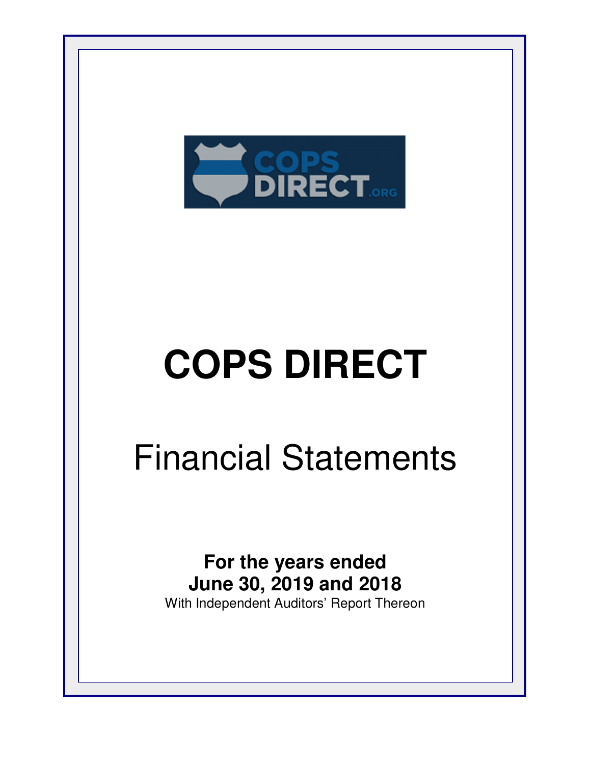# COPS DIRECT

## Financial Statements

**For the years ended**
**June 30, 2019 and 2018**
With Independent Auditors' Report Thereon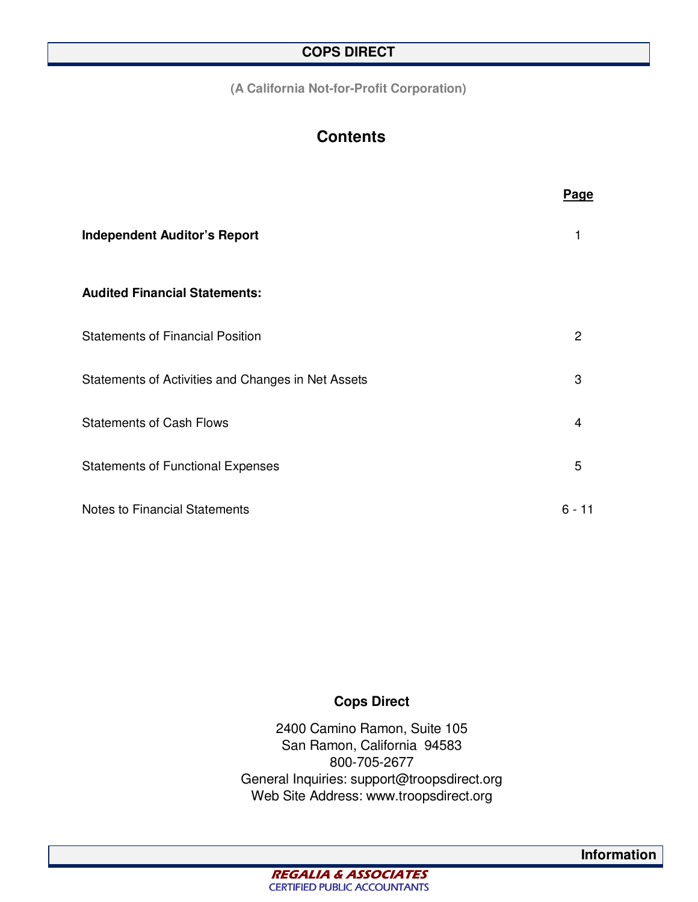# COPS DIRECT

(A California Not-for-Profit Corporation)

## Contents

| | Page |
|---|---|
| **Independent Auditor's Report** | 1 |
| **Audited Financial Statements:** | |
| Statements of Financial Position | 2 |
| Statements of Activities and Changes in Net Assets | 3 |
| Statements of Cash Flows | 4 |
| Statements of Functional Expenses | 5 |
| Notes to Financial Statements | 6 - 11 |

**Cops Direct**

2400 Camino Ramon, Suite 105
San Ramon, California 94583
800-705-2677
General Inquiries: support@troopsdirect.org
Web Site Address: www.troopsdirect.org

**Information**

REGALIA & ASSOCIATES
CERTIFIED PUBLIC ACCOUNTANTS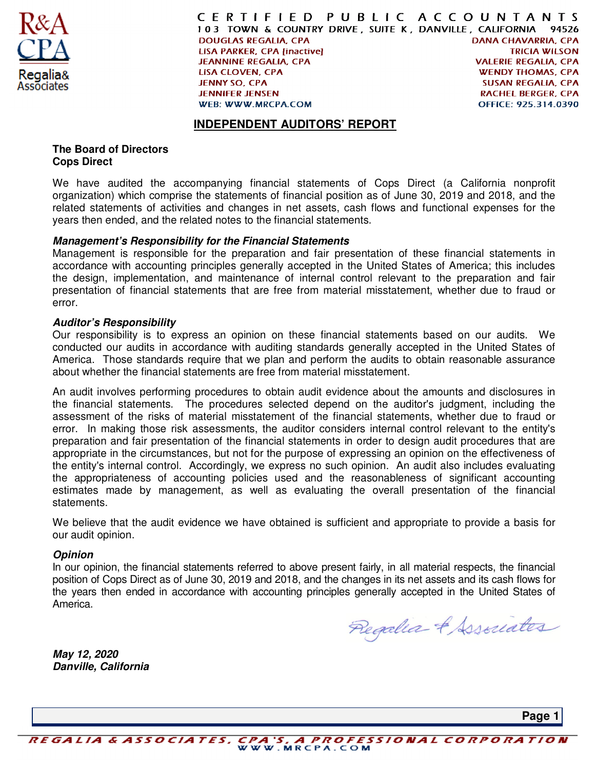CERTIFIED PUBLIC ACCOUNTANTS
103 TOWN & COUNTRY DRIVE, SUITE K, DANVILLE, CALIFORNIA 94526

DOUGLAS REGALIA, CPA
LISA PARKER, CPA [inactive]
JEANNINE REGALIA, CPA
LISA CLOVEN, CPA
JENNY SO, CPA
JENNIFER JENSEN
WEB: WWW.MRCPA.COM

DANA CHAVARRIA, CPA
TRICIA WILSON
VALERIE REGALIA, CPA
WENDY THOMAS, CPA
SUSAN REGALIA, CPA
RACHEL BERGER, CPA
OFFICE: 925.314.0390

# INDEPENDENT AUDITORS' REPORT

**The Board of Directors**
**Cops Direct**

We have audited the accompanying financial statements of Cops Direct (a California nonprofit organization) which comprise the statements of financial position as of June 30, 2019 and 2018, and the related statements of activities and changes in net assets, cash flows and functional expenses for the years then ended, and the related notes to the financial statements.

***Management's Responsibility for the Financial Statements***
Management is responsible for the preparation and fair presentation of these financial statements in accordance with accounting principles generally accepted in the United States of America; this includes the design, implementation, and maintenance of internal control relevant to the preparation and fair presentation of financial statements that are free from material misstatement, whether due to fraud or error.

***Auditor's Responsibility***
Our responsibility is to express an opinion on these financial statements based on our audits. We conducted our audits in accordance with auditing standards generally accepted in the United States of America. Those standards require that we plan and perform the audits to obtain reasonable assurance about whether the financial statements are free from material misstatement.

An audit involves performing procedures to obtain audit evidence about the amounts and disclosures in the financial statements. The procedures selected depend on the auditor's judgment, including the assessment of the risks of material misstatement of the financial statements, whether due to fraud or error. In making those risk assessments, the auditor considers internal control relevant to the entity's preparation and fair presentation of the financial statements in order to design audit procedures that are appropriate in the circumstances, but not for the purpose of expressing an opinion on the effectiveness of the entity's internal control. Accordingly, we express no such opinion. An audit also includes evaluating the appropriateness of accounting policies used and the reasonableness of significant accounting estimates made by management, as well as evaluating the overall presentation of the financial statements.

We believe that the audit evidence we have obtained is sufficient and appropriate to provide a basis for our audit opinion.

***Opinion***
In our opinion, the financial statements referred to above present fairly, in all material respects, the financial position of Cops Direct as of June 30, 2019 and 2018, and the changes in its net assets and its cash flows for the years then ended in accordance with accounting principles generally accepted in the United States of America.

Regalia & Associates

***May 12, 2020***
***Danville, California***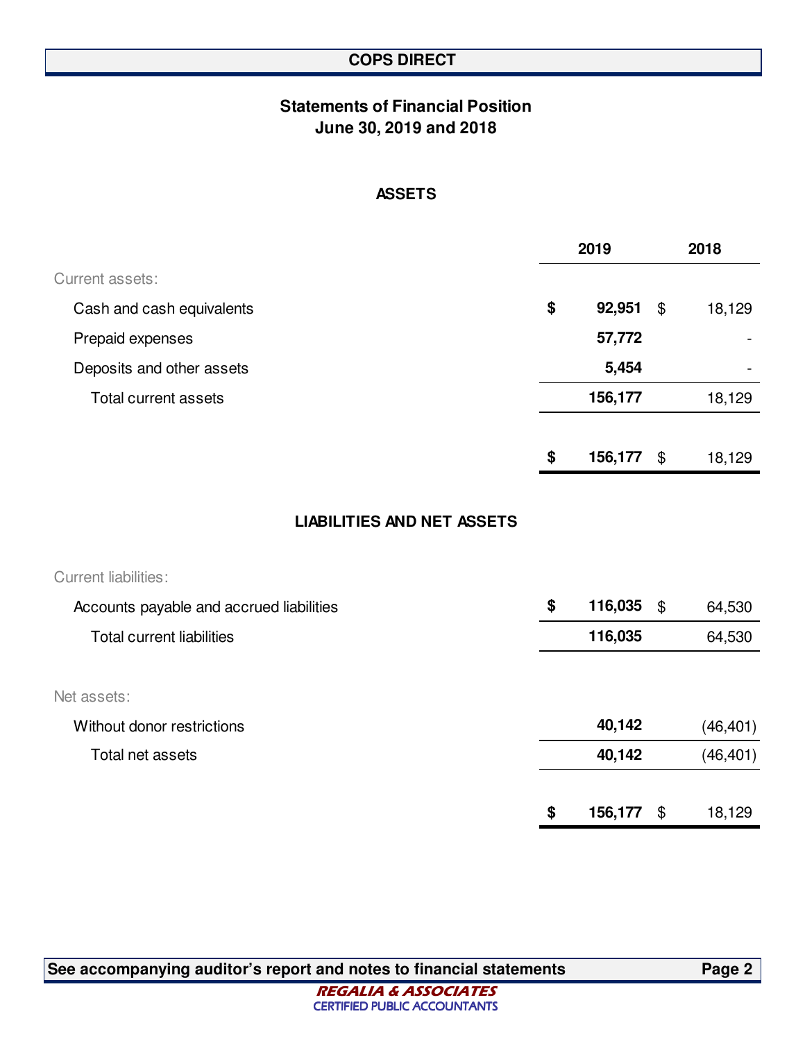# COPS DIRECT

## Statements of Financial Position
## June 30, 2019 and 2018

### ASSETS

| | 2019 | 2018 |
|---|---|---|
| Current assets: | | |
| Cash and cash equivalents | $ 92,951 | $ 18,129 |
| Prepaid expenses | 57,772 | - |
| Deposits and other assets | 5,454 | - |
| Total current assets | 156,177 | 18,129 |
| | $ 156,177 | $ 18,129 |

### LIABILITIES AND NET ASSETS

| | 2019 | 2018 |
|---|---|---|
| Current liabilities: | | |
| Accounts payable and accrued liabilities | $ 116,035 | $ 64,530 |
| Total current liabilities | 116,035 | 64,530 |
| Net assets: | | |
| Without donor restrictions | 40,142 | (46,401) |
| Total net assets | 40,142 | (46,401) |
| | $ 156,177 | $ 18,129 |

See accompanying auditor's report and notes to financial statements

REGALIA & ASSOCIATES
CERTIFIED PUBLIC ACCOUNTANTS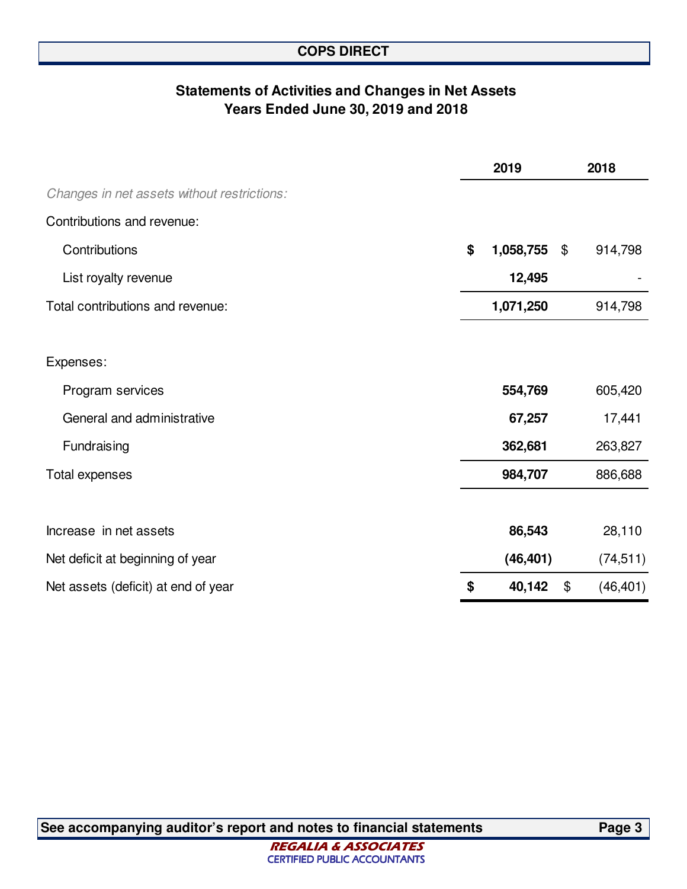## COPS DIRECT

### Statements of Activities and Changes in Net Assets
### Years Ended June 30, 2019 and 2018

| | 2019 | 2018 |
|---|---|---|
| *Changes in net assets without restrictions:* | | |
| Contributions and revenue: | | |
| Contributions | **$ 1,058,755** | $ 914,798 |
| List royalty revenue | **12,495** | - |
| Total contributions and revenue: | **1,071,250** | 914,798 |
| | | |
| Expenses: | | |
| Program services | **554,769** | 605,420 |
| General and administrative | **67,257** | 17,441 |
| Fundraising | **362,681** | 263,827 |
| Total expenses | **984,707** | 886,688 |
| | | |
| Increase in net assets | **86,543** | 28,110 |
| Net deficit at beginning of year | **(46,401)** | (74,511) |
| Net assets (deficit) at end of year | **$ 40,142** | $ (46,401) |

**See accompanying auditor's report and notes to financial statements**

REGALIA & ASSOCIATES
CERTIFIED PUBLIC ACCOUNTANTS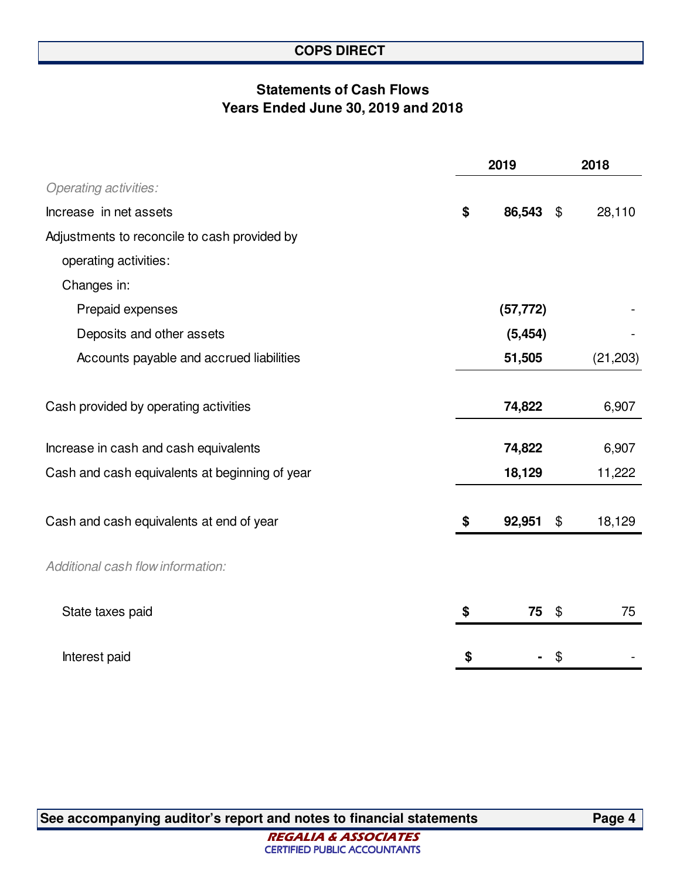# COPS DIRECT

## Statements of Cash Flows
## Years Ended June 30, 2019 and 2018

| | 2019 | 2018 |
|---|---|---|
| *Operating activities:* | | |
| Increase in net assets | **$ 86,543** | $ 28,110 |
| Adjustments to reconcile to cash provided by | | |
| operating activities: | | |
| Changes in: | | |
| Prepaid expenses | **(57,772)** | - |
| Deposits and other assets | **(5,454)** | - |
| Accounts payable and accrued liabilities | **51,505** | (21,203) |
| Cash provided by operating activities | **74,822** | 6,907 |
| Increase in cash and cash equivalents | **74,822** | 6,907 |
| Cash and cash equivalents at beginning of year | **18,129** | 11,222 |
| Cash and cash equivalents at end of year | **$ 92,951** | $ 18,129 |
| *Additional cash flow information:* | | |
| State taxes paid | **$ 75** | $ 75 |
| Interest paid | **$ -** | $ - |

**See accompanying auditor's report and notes to financial statements**

REGALIA & ASSOCIATES
CERTIFIED PUBLIC ACCOUNTANTS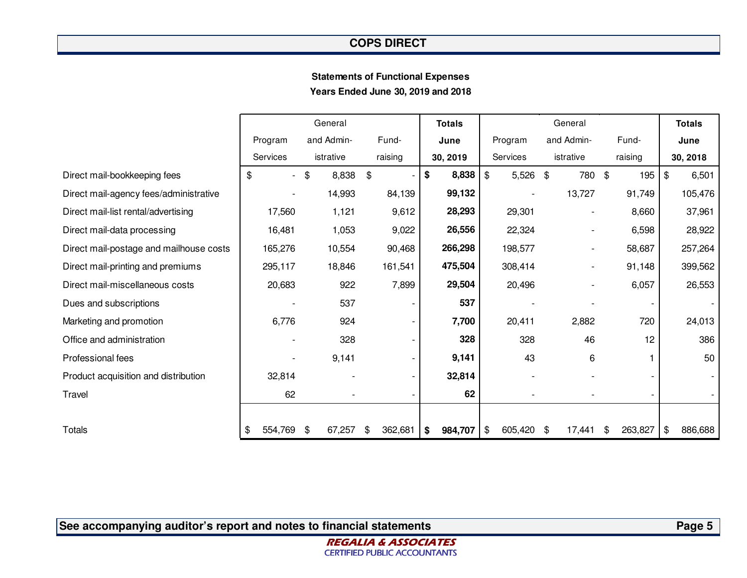## COPS DIRECT

**Statements of Functional Expenses**
**Years Ended June 30, 2019 and 2018**

| | Program Services | General and Administrative | Fund-raising | **Totals June 30, 2019** | Program Services | General and Administrative | Fund-raising | **Totals June 30, 2018** |
|---|---|---|---|---|---|---|---|---|
| Direct mail-bookkeeping fees | $ - | $ 8,838 | $ - | **$ 8,838** | $ 5,526 | $ 780 | $ 195 | $ 6,501 |
| Direct mail-agency fees/administrative | - | 14,993 | 84,139 | **99,132** | - | 13,727 | 91,749 | 105,476 |
| Direct mail-list rental/advertising | 17,560 | 1,121 | 9,612 | **28,293** | 29,301 | - | 8,660 | 37,961 |
| Direct mail-data processing | 16,481 | 1,053 | 9,022 | **26,556** | 22,324 | - | 6,598 | 28,922 |
| Direct mail-postage and mailhouse costs | 165,276 | 10,554 | 90,468 | **266,298** | 198,577 | - | 58,687 | 257,264 |
| Direct mail-printing and premiums | 295,117 | 18,846 | 161,541 | **475,504** | 308,414 | - | 91,148 | 399,562 |
| Direct mail-miscellaneous costs | 20,683 | 922 | 7,899 | **29,504** | 20,496 | - | 6,057 | 26,553 |
| Dues and subscriptions | - | 537 | - | **537** | - | - | - | - |
| Marketing and promotion | 6,776 | 924 | - | **7,700** | 20,411 | 2,882 | 720 | 24,013 |
| Office and administration | - | 328 | - | **328** | 328 | 46 | 12 | 386 |
| Professional fees | - | 9,141 | - | **9,141** | 43 | 6 | 1 | 50 |
| Product acquisition and distribution | 32,814 | - | - | **32,814** | - | - | - | - |
| Travel | 62 | - | - | **62** | - | - | - | - |
| Totals | $ 554,769 | $ 67,257 | $ 362,681 | **$ 984,707** | $ 605,420 | $ 17,441 | $ 263,827 | $ 886,688 |

**See accompanying auditor's report and notes to financial statements**

REGALIA & ASSOCIATES
CERTIFIED PUBLIC ACCOUNTANTS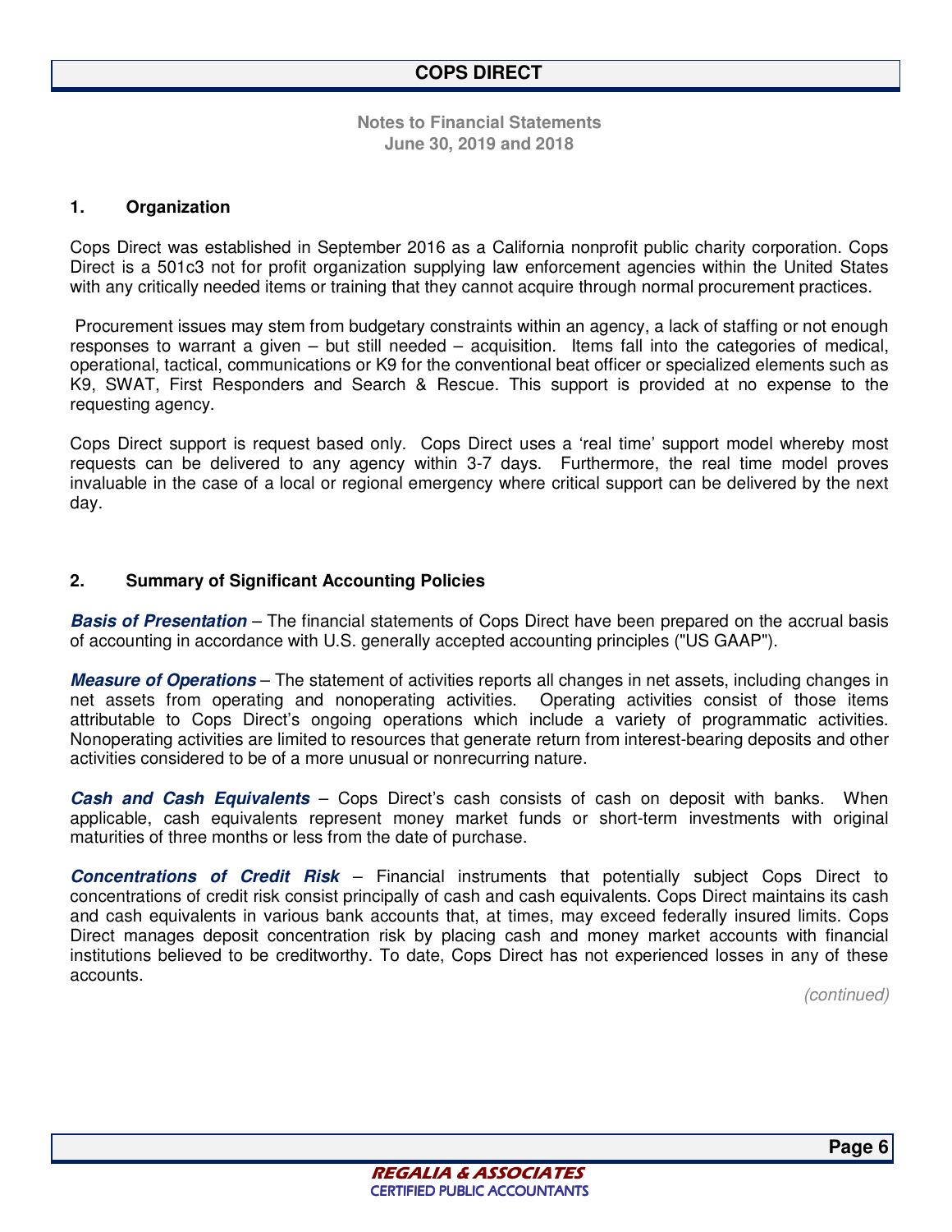# COPS DIRECT

**Notes to Financial Statements**
**June 30, 2019 and 2018**

## 1. Organization

Cops Direct was established in September 2016 as a California nonprofit public charity corporation. Cops Direct is a 501c3 not for profit organization supplying law enforcement agencies within the United States with any critically needed items or training that they cannot acquire through normal procurement practices.

Procurement issues may stem from budgetary constraints within an agency, a lack of staffing or not enough responses to warrant a given – but still needed – acquisition. Items fall into the categories of medical, operational, tactical, communications or K9 for the conventional beat officer or specialized elements such as K9, SWAT, First Responders and Search & Rescue. This support is provided at no expense to the requesting agency.

Cops Direct support is request based only. Cops Direct uses a 'real time' support model whereby most requests can be delivered to any agency within 3-7 days. Furthermore, the real time model proves invaluable in the case of a local or regional emergency where critical support can be delivered by the next day.

## 2. Summary of Significant Accounting Policies

***Basis of Presentation*** – The financial statements of Cops Direct have been prepared on the accrual basis of accounting in accordance with U.S. generally accepted accounting principles ("US GAAP").

***Measure of Operations*** – The statement of activities reports all changes in net assets, including changes in net assets from operating and nonoperating activities. Operating activities consist of those items attributable to Cops Direct's ongoing operations which include a variety of programmatic activities. Nonoperating activities are limited to resources that generate return from interest-bearing deposits and other activities considered to be of a more unusual or nonrecurring nature.

***Cash and Cash Equivalents*** – Cops Direct's cash consists of cash on deposit with banks. When applicable, cash equivalents represent money market funds or short-term investments with original maturities of three months or less from the date of purchase.

***Concentrations of Credit Risk*** – Financial instruments that potentially subject Cops Direct to concentrations of credit risk consist principally of cash and cash equivalents. Cops Direct maintains its cash and cash equivalents in various bank accounts that, at times, may exceed federally insured limits. Cops Direct manages deposit concentration risk by placing cash and money market accounts with financial institutions believed to be creditworthy. To date, Cops Direct has not experienced losses in any of these accounts.

*(continued)*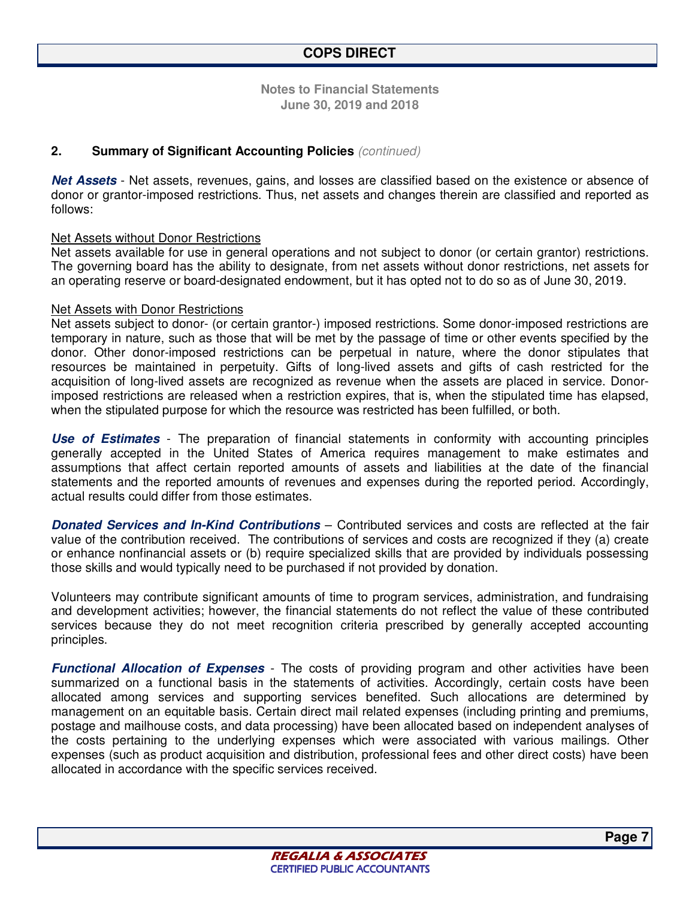## 2. Summary of Significant Accounting Policies *(continued)*

***Net Assets*** - Net assets, revenues, gains, and losses are classified based on the existence or absence of donor or grantor-imposed restrictions. Thus, net assets and changes therein are classified and reported as follows:

Net Assets without Donor Restrictions
Net assets available for use in general operations and not subject to donor (or certain grantor) restrictions. The governing board has the ability to designate, from net assets without donor restrictions, net assets for an operating reserve or board-designated endowment, but it has opted not to do so as of June 30, 2019.

Net Assets with Donor Restrictions
Net assets subject to donor- (or certain grantor-) imposed restrictions. Some donor-imposed restrictions are temporary in nature, such as those that will be met by the passage of time or other events specified by the donor. Other donor-imposed restrictions can be perpetual in nature, where the donor stipulates that resources be maintained in perpetuity. Gifts of long-lived assets and gifts of cash restricted for the acquisition of long-lived assets are recognized as revenue when the assets are placed in service. Donor-imposed restrictions are released when a restriction expires, that is, when the stipulated time has elapsed, when the stipulated purpose for which the resource was restricted has been fulfilled, or both.

***Use of Estimates*** - The preparation of financial statements in conformity with accounting principles generally accepted in the United States of America requires management to make estimates and assumptions that affect certain reported amounts of assets and liabilities at the date of the financial statements and the reported amounts of revenues and expenses during the reported period. Accordingly, actual results could differ from those estimates.

***Donated Services and In-Kind Contributions*** – Contributed services and costs are reflected at the fair value of the contribution received. The contributions of services and costs are recognized if they (a) create or enhance nonfinancial assets or (b) require specialized skills that are provided by individuals possessing those skills and would typically need to be purchased if not provided by donation.

Volunteers may contribute significant amounts of time to program services, administration, and fundraising and development activities; however, the financial statements do not reflect the value of these contributed services because they do not meet recognition criteria prescribed by generally accepted accounting principles.

***Functional Allocation of Expenses*** - The costs of providing program and other activities have been summarized on a functional basis in the statements of activities. Accordingly, certain costs have been allocated among services and supporting services benefited. Such allocations are determined by management on an equitable basis. Certain direct mail related expenses (including printing and premiums, postage and mailhouse costs, and data processing) have been allocated based on independent analyses of the costs pertaining to the underlying expenses which were associated with various mailings. Other expenses (such as product acquisition and distribution, professional fees and other direct costs) have been allocated in accordance with the specific services received.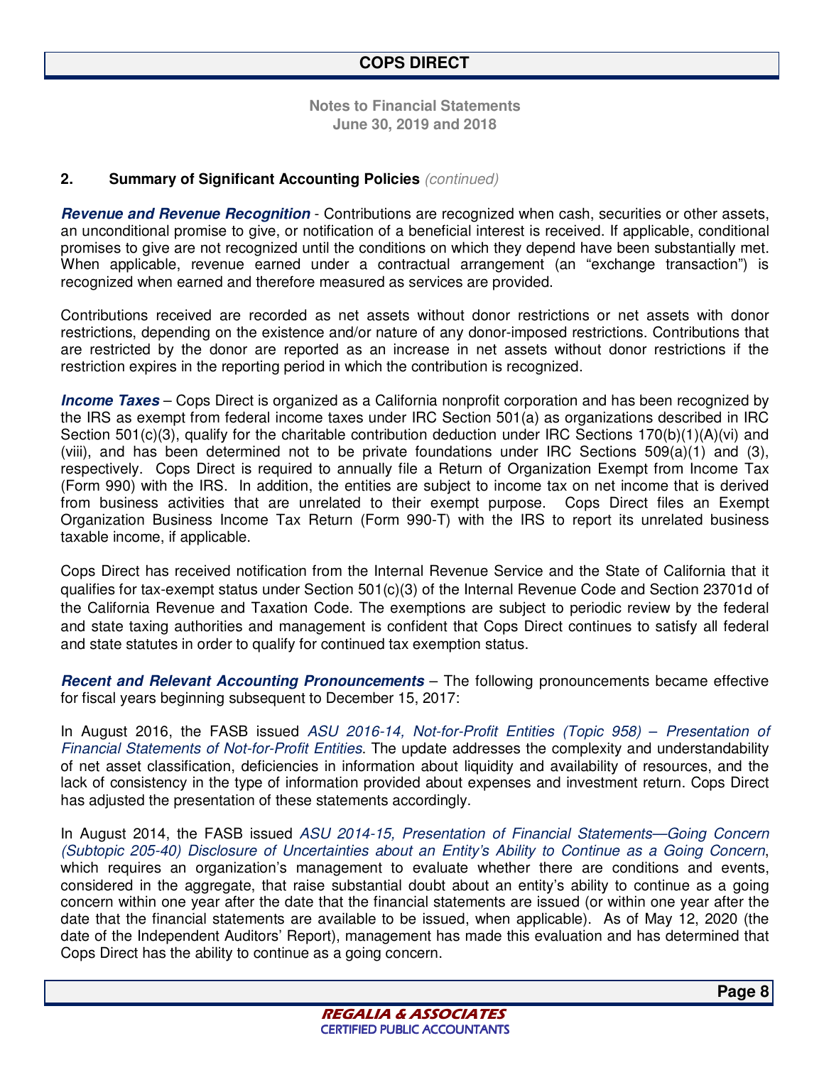**Notes to Financial Statements**
**June 30, 2019 and 2018**

## 2. Summary of Significant Accounting Policies *(continued)*

***Revenue and Revenue Recognition*** - Contributions are recognized when cash, securities or other assets, an unconditional promise to give, or notification of a beneficial interest is received. If applicable, conditional promises to give are not recognized until the conditions on which they depend have been substantially met. When applicable, revenue earned under a contractual arrangement (an "exchange transaction") is recognized when earned and therefore measured as services are provided.

Contributions received are recorded as net assets without donor restrictions or net assets with donor restrictions, depending on the existence and/or nature of any donor-imposed restrictions. Contributions that are restricted by the donor are reported as an increase in net assets without donor restrictions if the restriction expires in the reporting period in which the contribution is recognized.

***Income Taxes*** – Cops Direct is organized as a California nonprofit corporation and has been recognized by the IRS as exempt from federal income taxes under IRC Section 501(a) as organizations described in IRC Section 501(c)(3), qualify for the charitable contribution deduction under IRC Sections 170(b)(1)(A)(vi) and (viii), and has been determined not to be private foundations under IRC Sections 509(a)(1) and (3), respectively. Cops Direct is required to annually file a Return of Organization Exempt from Income Tax (Form 990) with the IRS. In addition, the entities are subject to income tax on net income that is derived from business activities that are unrelated to their exempt purpose. Cops Direct files an Exempt Organization Business Income Tax Return (Form 990-T) with the IRS to report its unrelated business taxable income, if applicable.

Cops Direct has received notification from the Internal Revenue Service and the State of California that it qualifies for tax-exempt status under Section 501(c)(3) of the Internal Revenue Code and Section 23701d of the California Revenue and Taxation Code. The exemptions are subject to periodic review by the federal and state taxing authorities and management is confident that Cops Direct continues to satisfy all federal and state statutes in order to qualify for continued tax exemption status.

***Recent and Relevant Accounting Pronouncements*** – The following pronouncements became effective for fiscal years beginning subsequent to December 15, 2017:

In August 2016, the FASB issued *ASU 2016-14, Not-for-Profit Entities (Topic 958) – Presentation of Financial Statements of Not-for-Profit Entities*. The update addresses the complexity and understandability of net asset classification, deficiencies in information about liquidity and availability of resources, and the lack of consistency in the type of information provided about expenses and investment return. Cops Direct has adjusted the presentation of these statements accordingly.

In August 2014, the FASB issued *ASU 2014-15, Presentation of Financial Statements—Going Concern (Subtopic 205-40) Disclosure of Uncertainties about an Entity's Ability to Continue as a Going Concern*, which requires an organization's management to evaluate whether there are conditions and events, considered in the aggregate, that raise substantial doubt about an entity's ability to continue as a going concern within one year after the date that the financial statements are issued (or within one year after the date that the financial statements are available to be issued, when applicable). As of May 12, 2020 (the date of the Independent Auditors' Report), management has made this evaluation and has determined that Cops Direct has the ability to continue as a going concern.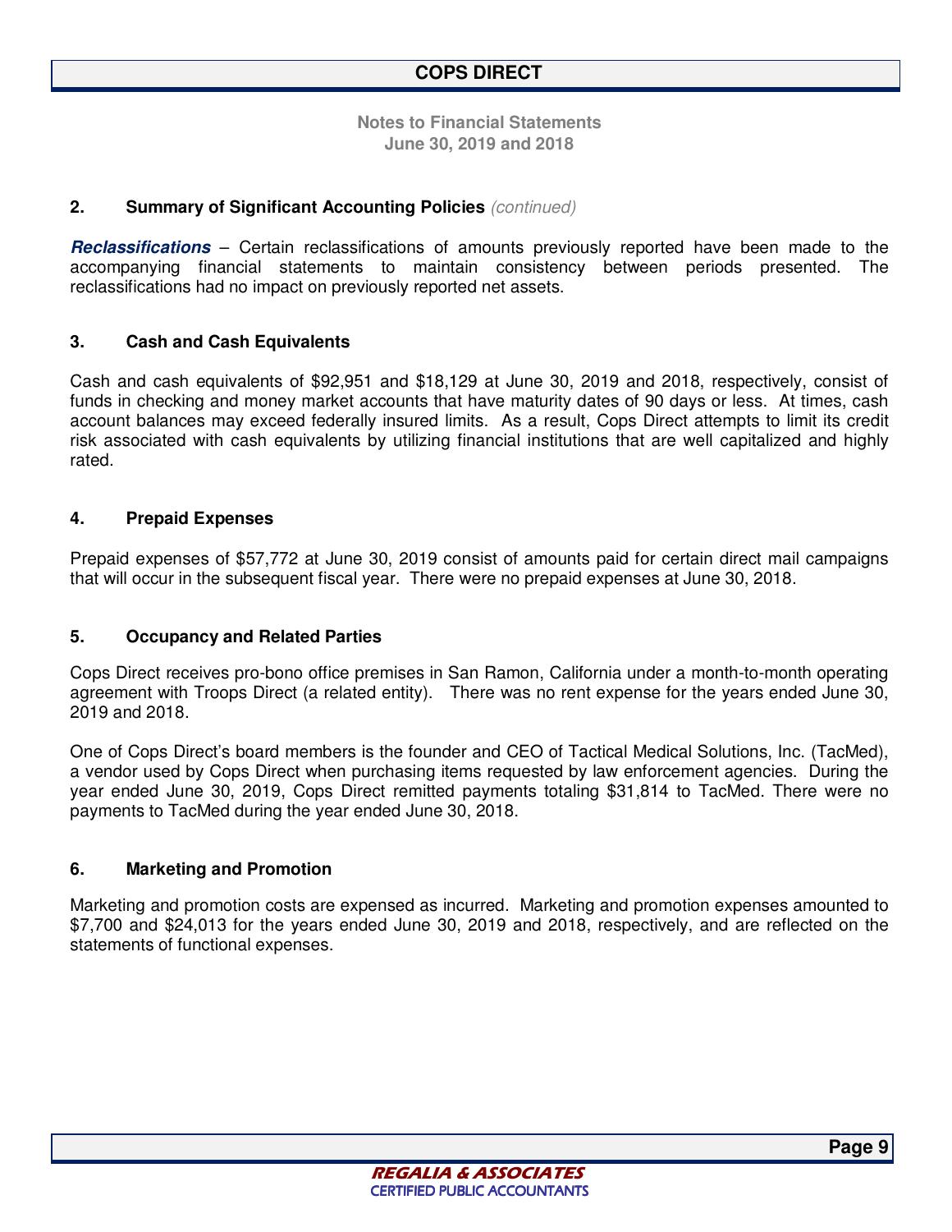## 2. Summary of Significant Accounting Policies *(continued)*

***Reclassifications*** – Certain reclassifications of amounts previously reported have been made to the accompanying financial statements to maintain consistency between periods presented. The reclassifications had no impact on previously reported net assets.

## 3. Cash and Cash Equivalents

Cash and cash equivalents of $92,951 and $18,129 at June 30, 2019 and 2018, respectively, consist of funds in checking and money market accounts that have maturity dates of 90 days or less. At times, cash account balances may exceed federally insured limits. As a result, Cops Direct attempts to limit its credit risk associated with cash equivalents by utilizing financial institutions that are well capitalized and highly rated.

## 4. Prepaid Expenses

Prepaid expenses of $57,772 at June 30, 2019 consist of amounts paid for certain direct mail campaigns that will occur in the subsequent fiscal year. There were no prepaid expenses at June 30, 2018.

## 5. Occupancy and Related Parties

Cops Direct receives pro-bono office premises in San Ramon, California under a month-to-month operating agreement with Troops Direct (a related entity). There was no rent expense for the years ended June 30, 2019 and 2018.

One of Cops Direct's board members is the founder and CEO of Tactical Medical Solutions, Inc. (TacMed), a vendor used by Cops Direct when purchasing items requested by law enforcement agencies. During the year ended June 30, 2019, Cops Direct remitted payments totaling $31,814 to TacMed. There were no payments to TacMed during the year ended June 30, 2018.

## 6. Marketing and Promotion

Marketing and promotion costs are expensed as incurred. Marketing and promotion expenses amounted to $7,700 and $24,013 for the years ended June 30, 2019 and 2018, respectively, and are reflected on the statements of functional expenses.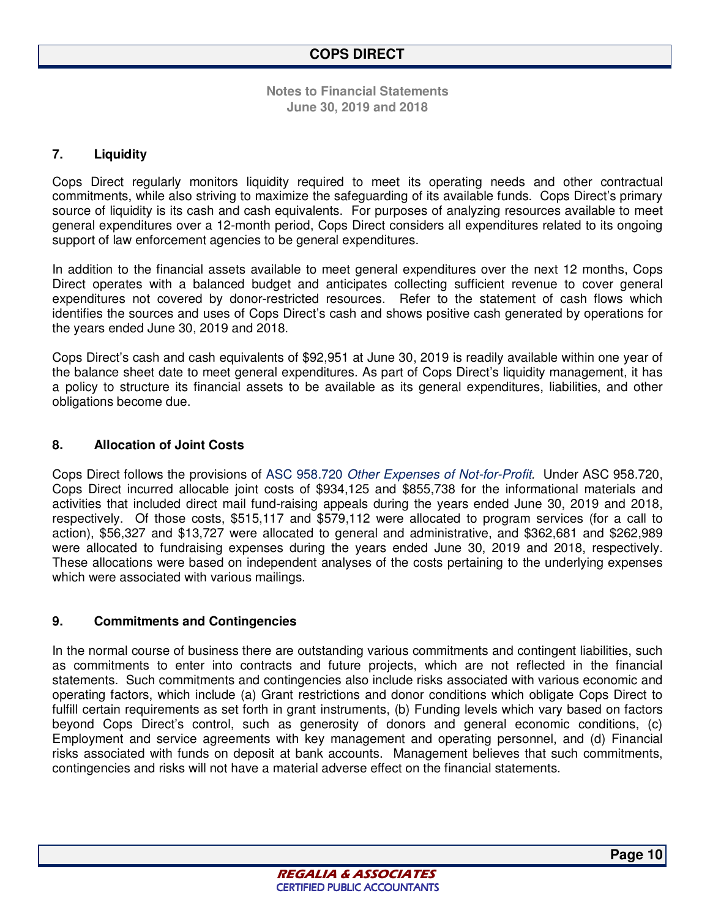## 7. Liquidity

Cops Direct regularly monitors liquidity required to meet its operating needs and other contractual commitments, while also striving to maximize the safeguarding of its available funds. Cops Direct's primary source of liquidity is its cash and cash equivalents. For purposes of analyzing resources available to meet general expenditures over a 12-month period, Cops Direct considers all expenditures related to its ongoing support of law enforcement agencies to be general expenditures.

In addition to the financial assets available to meet general expenditures over the next 12 months, Cops Direct operates with a balanced budget and anticipates collecting sufficient revenue to cover general expenditures not covered by donor-restricted resources. Refer to the statement of cash flows which identifies the sources and uses of Cops Direct's cash and shows positive cash generated by operations for the years ended June 30, 2019 and 2018.

Cops Direct's cash and cash equivalents of $92,951 at June 30, 2019 is readily available within one year of the balance sheet date to meet general expenditures. As part of Cops Direct's liquidity management, it has a policy to structure its financial assets to be available as its general expenditures, liabilities, and other obligations become due.

## 8. Allocation of Joint Costs

Cops Direct follows the provisions of ASC 958.720 *Other Expenses of Not-for-Profit*. Under ASC 958.720, Cops Direct incurred allocable joint costs of $934,125 and $855,738 for the informational materials and activities that included direct mail fund-raising appeals during the years ended June 30, 2019 and 2018, respectively. Of those costs, $515,117 and $579,112 were allocated to program services (for a call to action), $56,327 and $13,727 were allocated to general and administrative, and $362,681 and $262,989 were allocated to fundraising expenses during the years ended June 30, 2019 and 2018, respectively. These allocations were based on independent analyses of the costs pertaining to the underlying expenses which were associated with various mailings.

## 9. Commitments and Contingencies

In the normal course of business there are outstanding various commitments and contingent liabilities, such as commitments to enter into contracts and future projects, which are not reflected in the financial statements. Such commitments and contingencies also include risks associated with various economic and operating factors, which include (a) Grant restrictions and donor conditions which obligate Cops Direct to fulfill certain requirements as set forth in grant instruments, (b) Funding levels which vary based on factors beyond Cops Direct's control, such as generosity of donors and general economic conditions, (c) Employment and service agreements with key management and operating personnel, and (d) Financial risks associated with funds on deposit at bank accounts. Management believes that such commitments, contingencies and risks will not have a material adverse effect on the financial statements.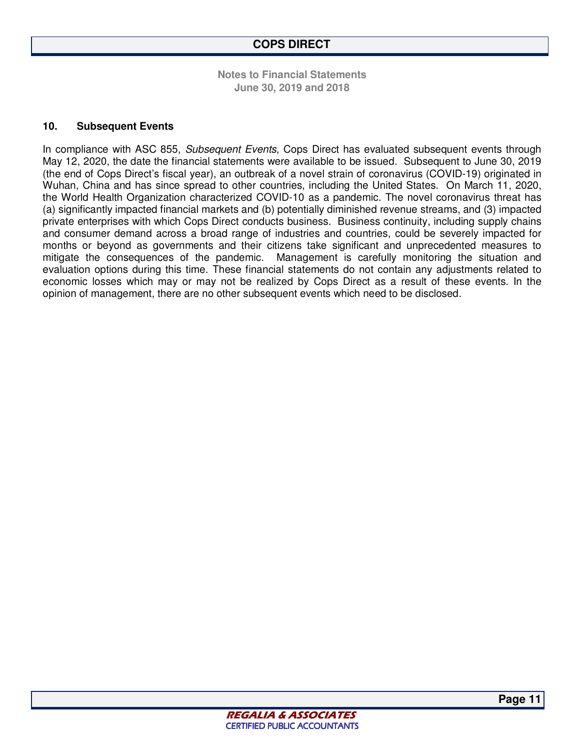## 10. Subsequent Events

In compliance with ASC 855, *Subsequent Events*, Cops Direct has evaluated subsequent events through May 12, 2020, the date the financial statements were available to be issued. Subsequent to June 30, 2019 (the end of Cops Direct's fiscal year), an outbreak of a novel strain of coronavirus (COVID-19) originated in Wuhan, China and has since spread to other countries, including the United States. On March 11, 2020, the World Health Organization characterized COVID-10 as a pandemic. The novel coronavirus threat has (a) significantly impacted financial markets and (b) potentially diminished revenue streams, and (3) impacted private enterprises with which Cops Direct conducts business. Business continuity, including supply chains and consumer demand across a broad range of industries and countries, could be severely impacted for months or beyond as governments and their citizens take significant and unprecedented measures to mitigate the consequences of the pandemic. Management is carefully monitoring the situation and evaluation options during this time. These financial statements do not contain any adjustments related to economic losses which may or may not be realized by Cops Direct as a result of these events. In the opinion of management, there are no other subsequent events which need to be disclosed.